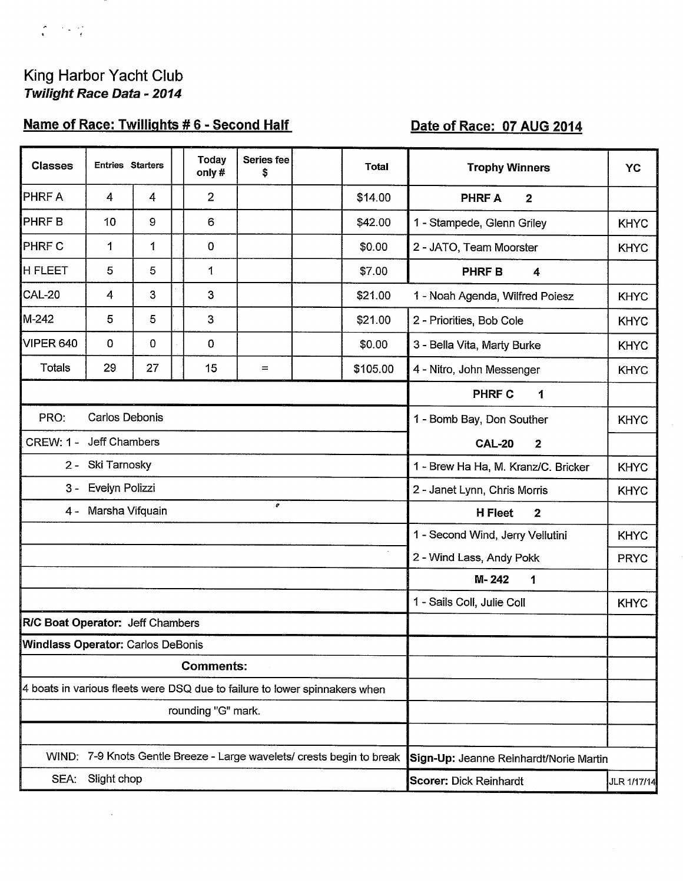# King Harbor Yacht Club

***Twilight Race Data - 2014***

**Name of Race: Twillights # 6 - Second Half** **Date of Race: 07 AUG 2014**

| Classes | Entries | Starters | | Today only # | Series fee $ | | Total |
|---|---|---|---|---|---|---|---|
| PHRF A | 4 | 4 | | 2 | | | $14.00 |
| PHRF B | 10 | 9 | | 6 | | | $42.00 |
| PHRF C | 1 | 1 | | 0 | | | $0.00 |
| H FLEET | 5 | 5 | | 1 | | | $7.00 |
| CAL-20 | 4 | 3 | | 3 | | | $21.00 |
| M-242 | 5 | 5 | | 3 | | | $21.00 |
| VIPER 640 | 0 | 0 | | 0 | | | $0.00 |
| Totals | 29 | 27 | | 15 | = | | $105.00 |

PRO: Carlos Debonis

CREW:
1 - Jeff Chambers
2 - Ski Tarnosky
3 - Evelyn Polizzi
4 - Marsha Vifquain

**R/C Boat Operator:** Jeff Chambers

**Windlass Operator:** Carlos DeBonis

**Comments:**

4 boats in various fleets were DSQ due to failure to lower spinnakers when rounding "G" mark.

WIND: 7-9 Knots Gentle Breeze - Large wavelets/ crests begin to break

SEA: Slight chop

| Trophy Winners | YC |
|---|---|
| **PHRF A 2** | |
| 1 - Stampede, Glenn Griley | KHYC |
| 2 - JATO, Team Moorster | KHYC |
| **PHRF B 4** | |
| 1 - Noah Agenda, Wilfred Poiesz | KHYC |
| 2 - Priorities, Bob Cole | KHYC |
| 3 - Bella Vita, Marty Burke | KHYC |
| 4 - Nitro, John Messenger | KHYC |
| **PHRF C 1** | |
| 1 - Bomb Bay, Don Souther | KHYC |
| **CAL-20 2** | |
| 1 - Brew Ha Ha, M. Kranz/C. Bricker | KHYC |
| 2 - Janet Lynn, Chris Morris | KHYC |
| **H Fleet 2** | |
| 1 - Second Wind, Jerry Vellutini | KHYC |
| 2 - Wind Lass, Andy Pokk | PRYC |
| **M- 242 1** | |
| 1 - Sails Coll, Julie Coll | KHYC |

**Sign-Up:** Jeanne Reinhardt/Norie Martin

**Scorer:** Dick Reinhardt

JLR 1/17/14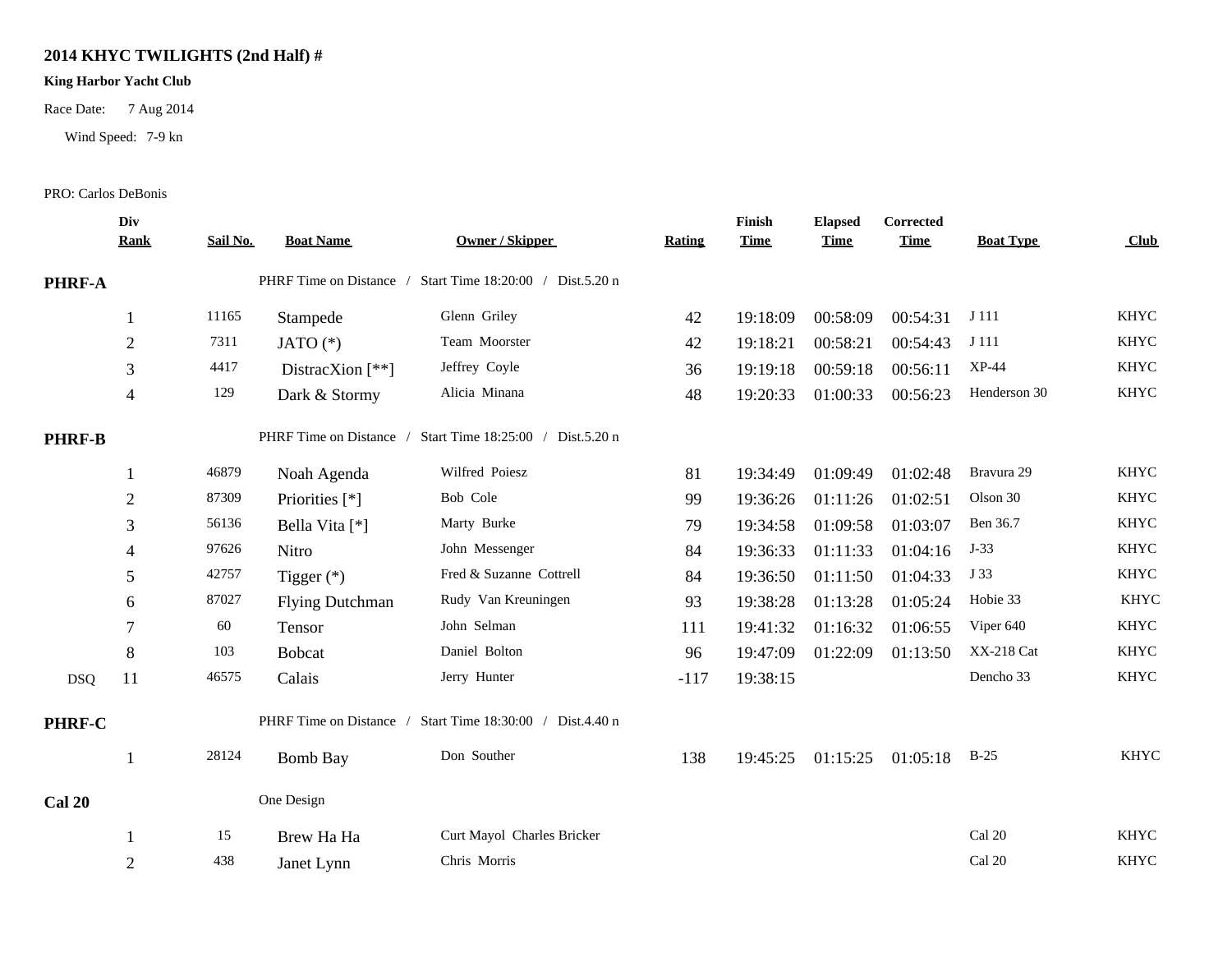# 2014 KHYC TWILIGHTS (2nd Half) #

**King Harbor Yacht Club**

Race Date: 7 Aug 2014

Wind Speed: 7-9 kn

PRO: Carlos DeBonis

| | Div Rank | Sail No. | Boat Name | Owner / Skipper | Rating | Finish Time | Elapsed Time | Corrected Time | Boat Type | Club |
|---|---|---|---|---|---|---|---|---|---|---|
| **PHRF-A** | | | PHRF Time on Distance / Start Time 18:20:00 / Dist.5.20 n | | | | | | | |
| | 1 | 11165 | Stampede | Glenn Griley | 42 | 19:18:09 | 00:58:09 | 00:54:31 | J 111 | KHYC |
| | 2 | 7311 | JATO (*) | Team Moorster | 42 | 19:18:21 | 00:58:21 | 00:54:43 | J 111 | KHYC |
| | 3 | 4417 | DistracXion [**] | Jeffrey Coyle | 36 | 19:19:18 | 00:59:18 | 00:56:11 | XP-44 | KHYC |
| | 4 | 129 | Dark & Stormy | Alicia Minana | 48 | 19:20:33 | 01:00:33 | 00:56:23 | Henderson 30 | KHYC |
| **PHRF-B** | | | PHRF Time on Distance / Start Time 18:25:00 / Dist.5.20 n | | | | | | | |
| | 1 | 46879 | Noah Agenda | Wilfred Poiesz | 81 | 19:34:49 | 01:09:49 | 01:02:48 | Bravura 29 | KHYC |
| | 2 | 87309 | Priorities [*] | Bob Cole | 99 | 19:36:26 | 01:11:26 | 01:02:51 | Olson 30 | KHYC |
| | 3 | 56136 | Bella Vita [*] | Marty Burke | 79 | 19:34:58 | 01:09:58 | 01:03:07 | Ben 36.7 | KHYC |
| | 4 | 97626 | Nitro | John Messenger | 84 | 19:36:33 | 01:11:33 | 01:04:16 | J-33 | KHYC |
| | 5 | 42757 | Tigger (*) | Fred & Suzanne Cottrell | 84 | 19:36:50 | 01:11:50 | 01:04:33 | J 33 | KHYC |
| | 6 | 87027 | Flying Dutchman | Rudy Van Kreuningen | 93 | 19:38:28 | 01:13:28 | 01:05:24 | Hobie 33 | KHYC |
| | 7 | 60 | Tensor | John Selman | 111 | 19:41:32 | 01:16:32 | 01:06:55 | Viper 640 | KHYC |
| | 8 | 103 | Bobcat | Daniel Bolton | 96 | 19:47:09 | 01:22:09 | 01:13:50 | XX-218 Cat | KHYC |
| DSQ | 11 | 46575 | Calais | Jerry Hunter | -117 | 19:38:15 | | | Dencho 33 | KHYC |
| **PHRF-C** | | | PHRF Time on Distance / Start Time 18:30:00 / Dist.4.40 n | | | | | | | |
| | 1 | 28124 | Bomb Bay | Don Souther | 138 | 19:45:25 | 01:15:25 | 01:05:18 | B-25 | KHYC |
| **Cal 20** | | | One Design | | | | | | | |
| | 1 | 15 | Brew Ha Ha | Curt Mayol Charles Bricker | | | | | Cal 20 | KHYC |
| | 2 | 438 | Janet Lynn | Chris Morris | | | | | Cal 20 | KHYC |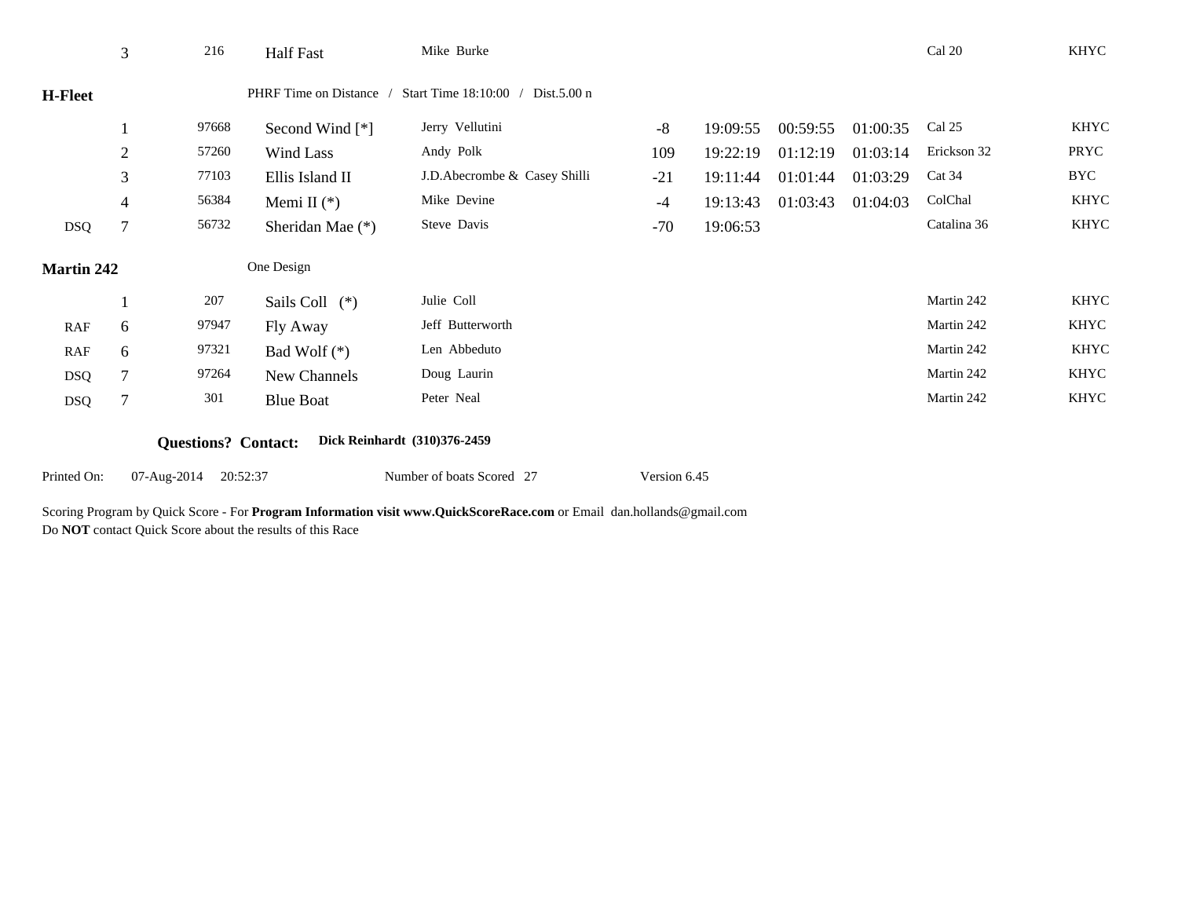| | | | | | | | | | | | |
|---|---|---|---|---|---|---|---|---|---|---|---|
| | 3 | 216 | Half Fast | Mike Burke | | | | | Cal 20 | KHYC |

**H-Fleet** PHRF Time on Distance / Start Time 18:10:00 / Dist.5.00 n

| | | | | | | | | | | |
|---|---|---|---|---|---|---|---|---|---|---|
| | 1 | 97668 | Second Wind [*] | Jerry Vellutini | -8 | 19:09:55 | 00:59:55 | 01:00:35 | Cal 25 | KHYC |
| | 2 | 57260 | Wind Lass | Andy Polk | 109 | 19:22:19 | 01:12:19 | 01:03:14 | Erickson 32 | PRYC |
| | 3 | 77103 | Ellis Island II | J.D.Abecrombe & Casey Shilli | -21 | 19:11:44 | 01:01:44 | 01:03:29 | Cat 34 | BYC |
| | 4 | 56384 | Memi II (*) | Mike Devine | -4 | 19:13:43 | 01:03:43 | 01:04:03 | ColChal | KHYC |
| DSQ | 7 | 56732 | Sheridan Mae (*) | Steve Davis | -70 | 19:06:53 | | | Catalina 36 | KHYC |

**Martin 242** One Design

| | | | | | | |
|---|---|---|---|---|---|---|
| | 1 | 207 | Sails Coll (*) | Julie Coll | Martin 242 | KHYC |
| RAF | 6 | 97947 | Fly Away | Jeff Butterworth | Martin 242 | KHYC |
| RAF | 6 | 97321 | Bad Wolf (*) | Len Abbeduto | Martin 242 | KHYC |
| DSQ | 7 | 97264 | New Channels | Doug Laurin | Martin 242 | KHYC |
| DSQ | 7 | 301 | Blue Boat | Peter Neal | Martin 242 | KHYC |

**Questions? Contact: Dick Reinhardt (310)376-2459**

Printed On: 07-Aug-2014 20:52:37 Number of boats Scored 27 Version 6.45

Scoring Program by Quick Score - For **Program Information visit www.QuickScoreRace.com** or Email dan.hollands@gmail.com
Do **NOT** contact Quick Score about the results of this Race